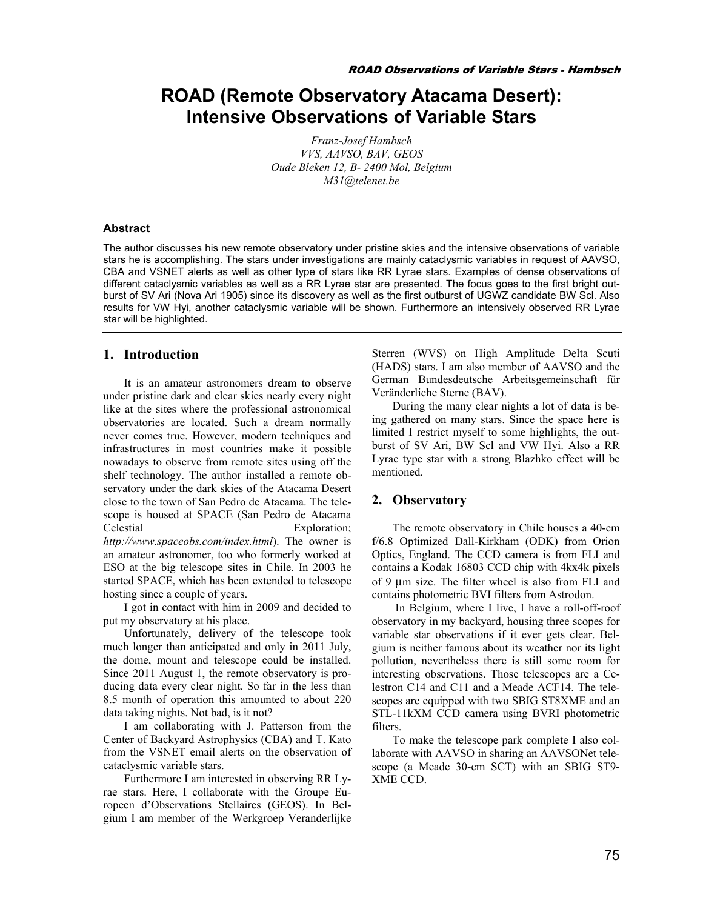# ROAD (Remote Observatory Atacama Desert): Intensive Observations of Variable Stars

*Franz-Josef Hambsch*
*VVS, AAVSO, BAV, GEOS*
*Oude Bleken 12, B- 2400 Mol, Belgium*
*M31@telenet.be*

### Abstract

The author discusses his new remote observatory under pristine skies and the intensive observations of variable stars he is accomplishing. The stars under investigations are mainly cataclysmic variables in request of AAVSO, CBA and VSNET alerts as well as other type of stars like RR Lyrae stars. Examples of dense observations of different cataclysmic variables as well as a RR Lyrae star are presented. The focus goes to the first bright outburst of SV Ari (Nova Ari 1905) since its discovery as well as the first outburst of UGWZ candidate BW Scl. Also results for VW Hyi, another cataclysmic variable will be shown. Furthermore an intensively observed RR Lyrae star will be highlighted.

## 1. Introduction

It is an amateur astronomers dream to observe under pristine dark and clear skies nearly every night like at the sites where the professional astronomical observatories are located. Such a dream normally never comes true. However, modern techniques and infrastructures in most countries make it possible nowadays to observe from remote sites using off the shelf technology. The author installed a remote observatory under the dark skies of the Atacama Desert close to the town of San Pedro de Atacama. The telescope is housed at SPACE (San Pedro de Atacama Celestial Exploration; *http://www.spaceobs.com/index.html*). The owner is an amateur astronomer, too who formerly worked at ESO at the big telescope sites in Chile. In 2003 he started SPACE, which has been extended to telescope hosting since a couple of years.

I got in contact with him in 2009 and decided to put my observatory at his place.

Unfortunately, delivery of the telescope took much longer than anticipated and only in 2011 July, the dome, mount and telescope could be installed. Since 2011 August 1, the remote observatory is producing data every clear night. So far in the less than 8.5 month of operation this amounted to about 220 data taking nights. Not bad, is it not?

I am collaborating with J. Patterson from the Center of Backyard Astrophysics (CBA) and T. Kato from the VSNET email alerts on the observation of cataclysmic variable stars.

Furthermore I am interested in observing RR Lyrae stars. Here, I collaborate with the Groupe Europeen d'Observations Stellaires (GEOS). In Belgium I am member of the Werkgroep Veranderlijke Sterren (WVS) on High Amplitude Delta Scuti (HADS) stars. I am also member of AAVSO and the German Bundesdeutsche Arbeitsgemeinschaft für Veränderliche Sterne (BAV).

During the many clear nights a lot of data is being gathered on many stars. Since the space here is limited I restrict myself to some highlights, the outburst of SV Ari, BW Scl and VW Hyi. Also a RR Lyrae type star with a strong Blazhko effect will be mentioned.

## 2. Observatory

The remote observatory in Chile houses a 40-cm f/6.8 Optimized Dall-Kirkham (ODK) from Orion Optics, England. The CCD camera is from FLI and contains a Kodak 16803 CCD chip with 4kx4k pixels of 9 µm size. The filter wheel is also from FLI and contains photometric BVI filters from Astrodon.

In Belgium, where I live, I have a roll-off-roof observatory in my backyard, housing three scopes for variable star observations if it ever gets clear. Belgium is neither famous about its weather nor its light pollution, nevertheless there is still some room for interesting observations. Those telescopes are a Celestron C14 and C11 and a Meade ACF14. The telescopes are equipped with two SBIG ST8XME and an STL-11kXM CCD camera using BVRI photometric filters.

To make the telescope park complete I also collaborate with AAVSO in sharing an AAVSONet telescope (a Meade 30-cm SCT) with an SBIG ST9-XME CCD.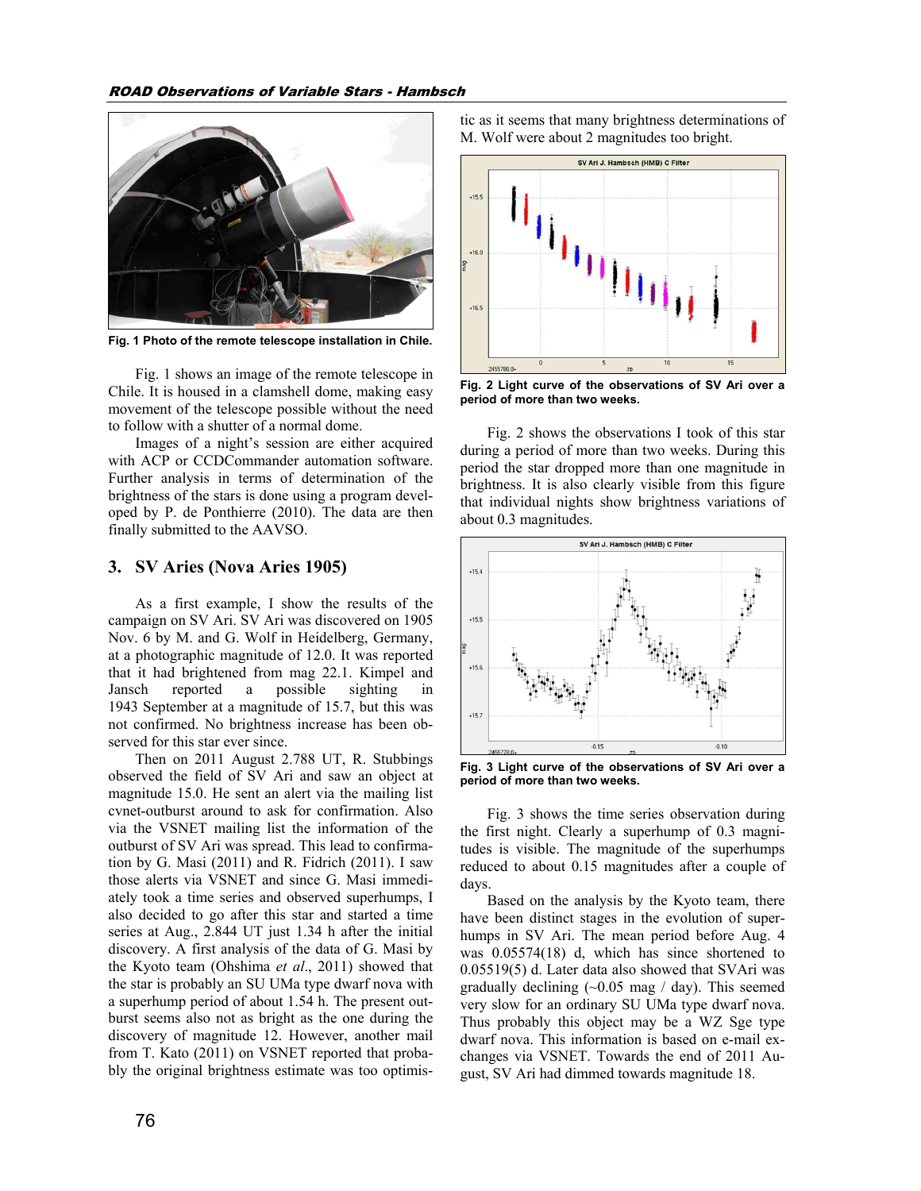Fig. 1 Photo of the remote telescope installation in Chile.

Fig. 1 shows an image of the remote telescope in Chile. It is housed in a clamshell dome, making easy movement of the telescope possible without the need to follow with a shutter of a normal dome.

Images of a night's session are either acquired with ACP or CCDCommander automation software. Further analysis in terms of determination of the brightness of the stars is done using a program developed by P. de Ponthierre (2010). The data are then finally submitted to the AAVSO.

## 3. SV Aries (Nova Aries 1905)

As a first example, I show the results of the campaign on SV Ari. SV Ari was discovered on 1905 Nov. 6 by M. and G. Wolf in Heidelberg, Germany, at a photographic magnitude of 12.0. It was reported that it had brightened from mag 22.1. Kimpel and Jansch reported a possible sighting in 1943 September at a magnitude of 15.7, but this was not confirmed. No brightness increase has been observed for this star ever since.

Then on 2011 August 2.788 UT, R. Stubbings observed the field of SV Ari and saw an object at magnitude 15.0. He sent an alert via the mailing list cvnet-outburst around to ask for confirmation. Also via the VSNET mailing list the information of the outburst of SV Ari was spread. This lead to confirmation by G. Masi (2011) and R. Fidrich (2011). I saw those alerts via VSNET and since G. Masi immediately took a time series and observed superhumps, I also decided to go after this star and started a time series at Aug., 2.844 UT just 1.34 h after the initial discovery. A first analysis of the data of G. Masi by the Kyoto team (Ohshima *et al*., 2011) showed that the star is probably an SU UMa type dwarf nova with a superhump period of about 1.54 h. The present outburst seems also not as bright as the one during the discovery of magnitude 12. However, another mail from T. Kato (2011) on VSNET reported that probably the original brightness estimate was too optimistic as it seems that many brightness determinations of M. Wolf were about 2 magnitudes too bright.

Fig. 2 Light curve of the observations of SV Ari over a period of more than two weeks.

Fig. 2 shows the observations I took of this star during a period of more than two weeks. During this period the star dropped more than one magnitude in brightness. It is also clearly visible from this figure that individual nights show brightness variations of about 0.3 magnitudes.

Fig. 3 Light curve of the observations of SV Ari over a period of more than two weeks.

Fig. 3 shows the time series observation during the first night. Clearly a superhump of 0.3 magnitudes is visible. The magnitude of the superhump reduced to about 0.15 magnitudes after a couple of days.

Based on the analysis by the Kyoto team, there have been distinct stages in the evolution of superhumps in SV Ari. The mean period before Aug. 4 was 0.05574(18) d, which has since shortened to 0.05519(5) d. Later data also showed that SVAri was gradually declining (~0.05 mag / day). This seemed very slow for an ordinary SU UMa type dwarf nova. Thus probably this object may be a WZ Sge type dwarf nova. This information is based on e-mail exchanges via VSNET. Towards the end of 2011 August, SV Ari had dimmed towards magnitude 18.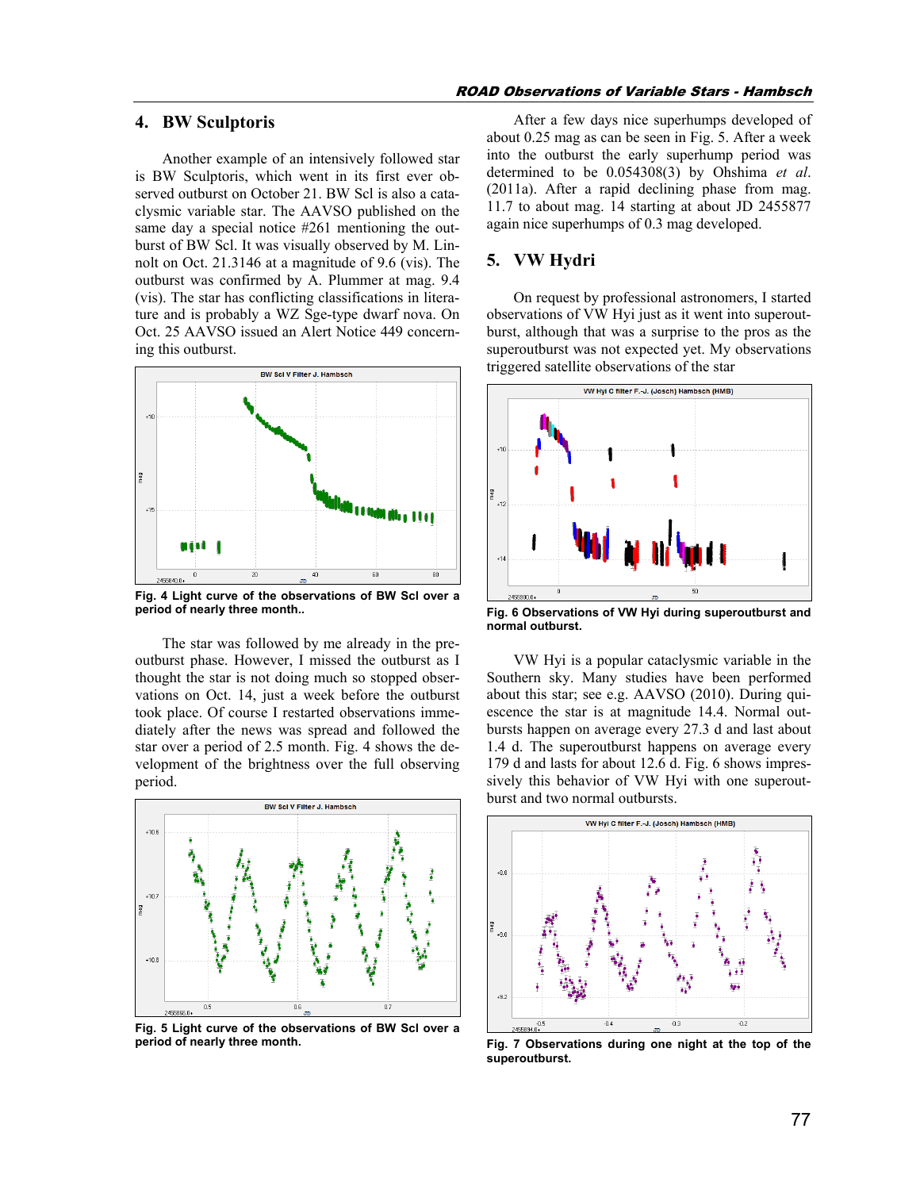## 4. BW Sculptoris

Another example of an intensively followed star is BW Sculptoris, which went in its first ever observed outburst on October 21. BW Scl is also a cataclysmic variable star. The AAVSO published on the same day a special notice #261 mentioning the outburst of BW Scl. It was visually observed by M. Linnolt on Oct. 21.3146 at a magnitude of 9.6 (vis). The outburst was confirmed by A. Plummer at mag. 9.4 (vis). The star has conflicting classifications in literature and is probably a WZ Sge-type dwarf nova. On Oct. 25 AAVSO issued an Alert Notice 449 concerning this outburst.

**Fig. 4 Light curve of the observations of BW Scl over a period of nearly three month..**

The star was followed by me already in the pre-outburst phase. However, I missed the outburst as I thought the star is not doing much so stopped observations on Oct. 14, just a week before the outburst took place. Of course I restarted observations immediately after the news was spread and followed the star over a period of 2.5 month. Fig. 4 shows the development of the brightness over the full observing period.

**Fig. 5 Light curve of the observations of BW Scl over a period of nearly three month.**

After a few days nice superhumps developed of about 0.25 mag as can be seen in Fig. 5. After a week into the outburst the early superhump period was determined to be 0.054308(3) by Ohshima *et al*. (2011a). After a rapid declining phase from mag. 11.7 to about mag. 14 starting at about JD 2455877 again nice superhumps of 0.3 mag developed.

## 5. VW Hydri

On request by professional astronomers, I started observations of VW Hyi just as it went into superoutburst, although that was a surprise to the pros as the superoutburst was not expected yet. My observations triggered satellite observations of the star

**Fig. 6 Observations of VW Hyi during superoutburst and normal outburst.**

VW Hyi is a popular cataclysmic variable in the Southern sky. Many studies have been performed about this star; see e.g. AAVSO (2010). During quiescence the star is at magnitude 14.4. Normal outbursts happen on average every 27.3 d and last about 1.4 d. The superoutburst happens on average every 179 d and lasts for about 12.6 d. Fig. 6 shows impressively this behavior of VW Hyi with one superoutburst and two normal outbursts.

**Fig. 7 Observations during one night at the top of the superoutburst.**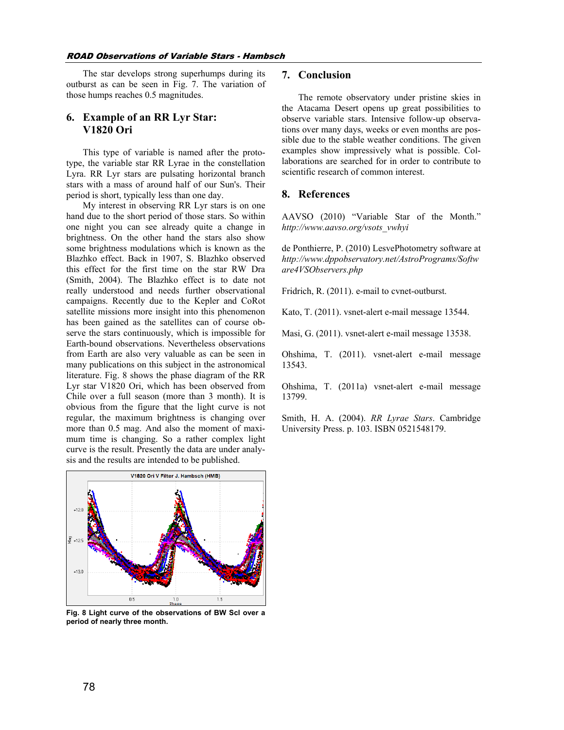The star develops strong superhumps during its outburst as can be seen in Fig. 7. The variation of those humps reaches 0.5 magnitudes.

## 6. Example of an RR Lyr Star: V1820 Ori

This type of variable is named after the prototype, the variable star RR Lyrae in the constellation Lyra. RR Lyr stars are pulsating horizontal branch stars with a mass of around half of our Sun's. Their period is short, typically less than one day.

My interest in observing RR Lyr stars is on one hand due to the short period of those stars. So within one night you can see already quite a change in brightness. On the other hand the stars also show some brightness modulations which is known as the Blazhko effect. Back in 1907, S. Blazhko observed this effect for the first time on the star RW Dra (Smith, 2004). The Blazhko effect is to date not really understood and needs further observational campaigns. Recently due to the Kepler and CoRot satellite missions more insight into this phenomenon has been gained as the satellites can of course observe the stars continuously, which is impossible for Earth-bound observations. Nevertheless observations from Earth are also very valuable as can be seen in many publications on this subject in the astronomical literature. Fig. 8 shows the phase diagram of the RR Lyr star V1820 Ori, which has been observed from Chile over a full season (more than 3 month). It is obvious from the figure that the light curve is not regular, the maximum brightness is changing over more than 0.5 mag. And also the moment of maximum time is changing. So a rather complex light curve is the result. Presently the data are under analysis and the results are intended to be published.

V1820 Ori V Filter J. Hambsch (HMB)

Mag

+12.0

+12.5

+13.0

0.5

1.0

1.5

Phase

**Fig. 8 Light curve of the observations of BW Scl over a period of nearly three month.**

## 7. Conclusion

The remote observatory under pristine skies in the Atacama Desert opens up great possibilities to observe variable stars. Intensive follow-up observations over many days, weeks or even months are possible due to the stable weather conditions. The given examples show impressively what is possible. Collaborations are searched for in order to contribute to scientific research of common interest.

## 8. References

AAVSO (2010) "Variable Star of the Month." *http://www.aavso.org/vsots_vwhyi*

de Ponthierre, P. (2010) LesvePhotometry software at *http://www.dppobservatory.net/AstroPrograms/Software4VSObservers.php*

Fridrich, R. (2011). e-mail to cvnet-outburst.

Kato, T. (2011). vsnet-alert e-mail message 13544.

Masi, G. (2011). vsnet-alert e-mail message 13538.

Ohshima, T. (2011). vsnet-alert e-mail message 13543.

Ohshima, T. (2011a) vsnet-alert e-mail message 13799.

Smith, H. A. (2004). *RR Lyrae Stars*. Cambridge University Press. p. 103. ISBN 0521548179.